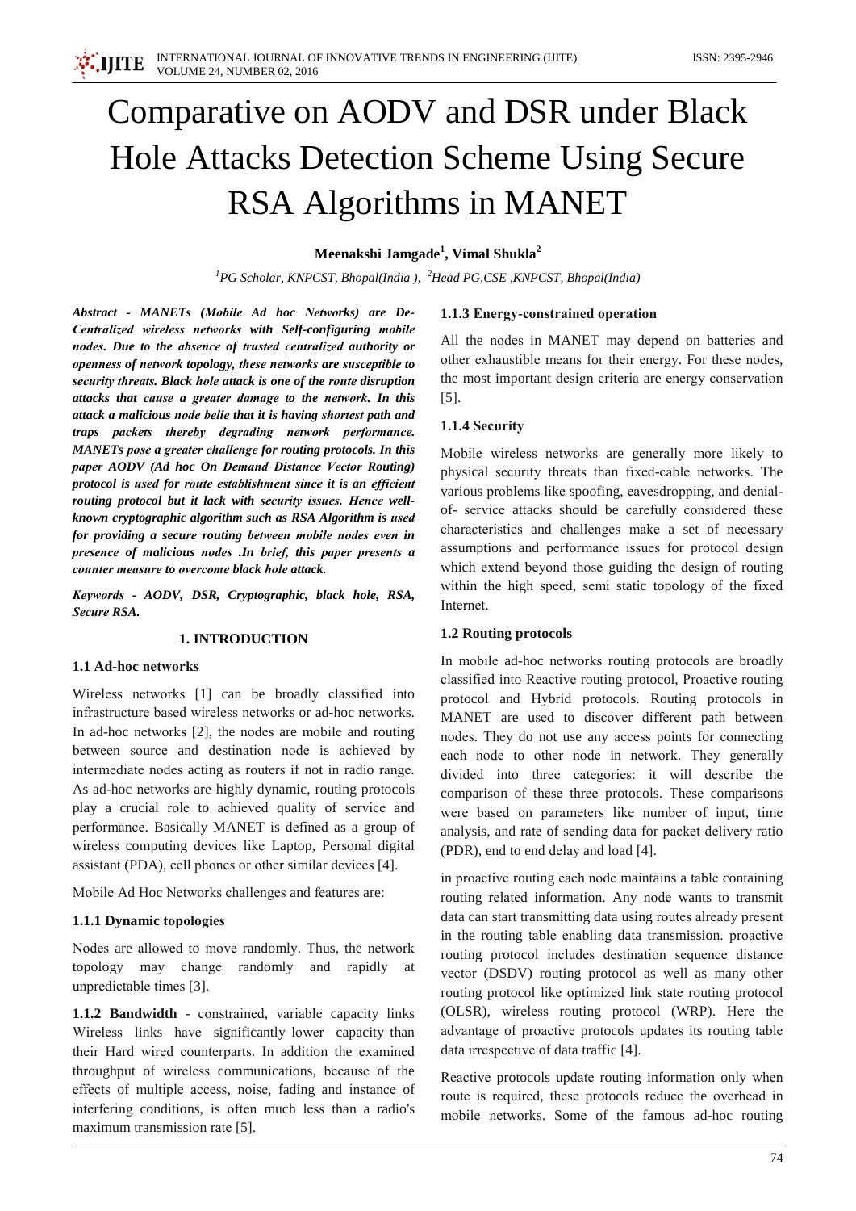# Comparative on AODV and DSR under Black Hole Attacks Detection Scheme Using Secure RSA Algorithms in MANET

**Meenakshi Jamgade[1], Vimal Shukla[2]**

[1]*PG Scholar, KNPCST, Bhopal(India ),* [2]*Head PG,CSE ,KNPCST, Bhopal(India)*

***Abstract - MANETs (Mobile Ad hoc Networks) are De-Centralized wireless networks with Self-configuring mobile nodes. Due to the absence of trusted centralized authority or openness of network topology, these networks are susceptible to security threats. Black hole attack is one of the route disruption attacks that cause a greater damage to the network. In this attack a malicious node belie that it is having shortest path and traps packets thereby degrading network performance. MANETs pose a greater challenge for routing protocols. In this paper AODV (Ad hoc On Demand Distance Vector Routing) protocol is used for route establishment since it is an efficient routing protocol but it lack with security issues. Hence well-known cryptographic algorithm such as RSA Algorithm is used for providing a secure routing between mobile nodes even in presence of malicious nodes .In brief, this paper presents a counter measure to overcome black hole attack.***

***Keywords - AODV, DSR, Cryptographic, black hole, RSA, Secure RSA.***

## 1. INTRODUCTION

### 1.1 Ad-hoc networks

Wireless networks [1] can be broadly classified into infrastructure based wireless networks or ad-hoc networks. In ad-hoc networks [2], the nodes are mobile and routing between source and destination node is achieved by intermediate nodes acting as routers if not in radio range. As ad-hoc networks are highly dynamic, routing protocols play a crucial role to achieved quality of service and performance. Basically MANET is defined as a group of wireless computing devices like Laptop, Personal digital assistant (PDA), cell phones or other similar devices [4].

Mobile Ad Hoc Networks challenges and features are:

### 1.1.1 Dynamic topologies

Nodes are allowed to move randomly. Thus, the network topology may change randomly and rapidly at unpredictable times [3].

**1.1.2 Bandwidth** - constrained, variable capacity links Wireless links have significantly lower capacity than their Hard wired counterparts. In addition the examined throughput of wireless communications, because of the effects of multiple access, noise, fading and instance of interfering conditions, is often much less than a radio's maximum transmission rate [5].

### 1.1.3 Energy-constrained operation

All the nodes in MANET may depend on batteries and other exhaustible means for their energy. For these nodes, the most important design criteria are energy conservation [5].

### 1.1.4 Security

Mobile wireless networks are generally more likely to physical security threats than fixed-cable networks. The various problems like spoofing, eavesdropping, and denial-of- service attacks should be carefully considered these characteristics and challenges make a set of necessary assumptions and performance issues for protocol design which extend beyond those guiding the design of routing within the high speed, semi static topology of the fixed Internet.

### 1.2 Routing protocols

In mobile ad-hoc networks routing protocols are broadly classified into Reactive routing protocol, Proactive routing protocol and Hybrid protocols. Routing protocols in MANET are used to discover different path between nodes. They do not use any access points for connecting each node to other node in network. They generally divided into three categories: it will describe the comparison of these three protocols. These comparisons were based on parameters like number of input, time analysis, and rate of sending data for packet delivery ratio (PDR), end to end delay and load [4].

in proactive routing each node maintains a table containing routing related information. Any node wants to transmit data can start transmitting data using routes already present in the routing table enabling data transmission. proactive routing protocol includes destination sequence distance vector (DSDV) routing protocol as well as many other routing protocol like optimized link state routing protocol (OLSR), wireless routing protocol (WRP). Here the advantage of proactive protocols updates its routing table data irrespective of data traffic [4].

Reactive protocols update routing information only when route is required, these protocols reduce the overhead in mobile networks. Some of the famous ad-hoc routing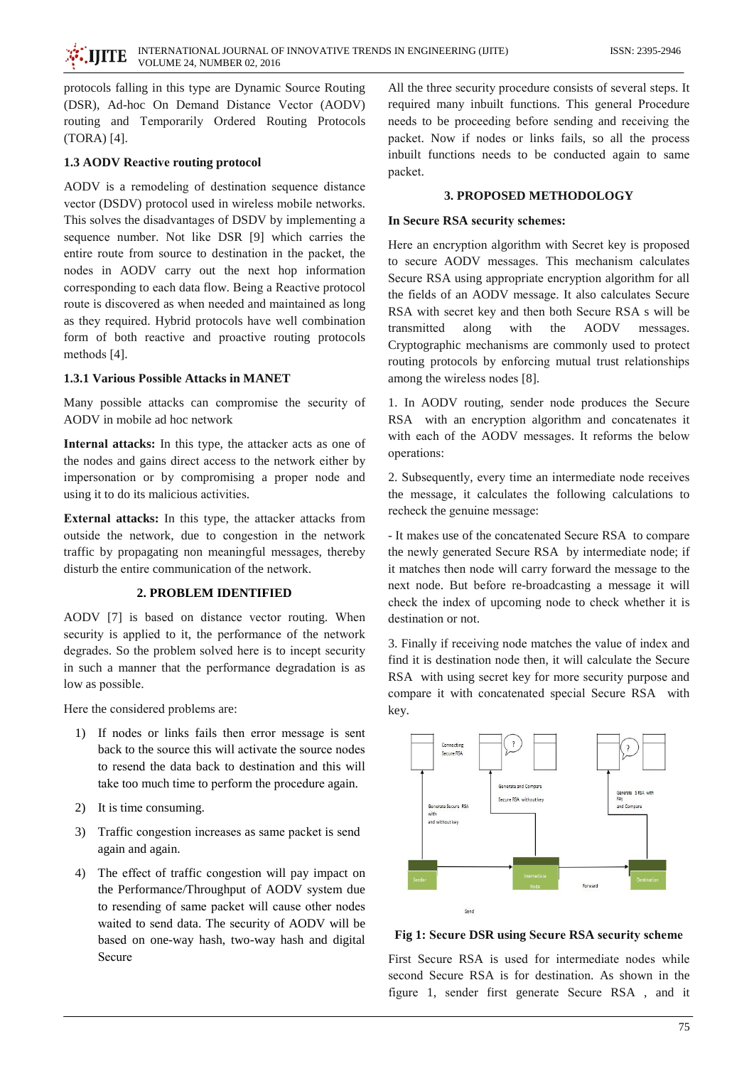protocols falling in this type are Dynamic Source Routing (DSR), Ad-hoc On Demand Distance Vector (AODV) routing and Temporarily Ordered Routing Protocols (TORA) [4].

### 1.3 AODV Reactive routing protocol

AODV is a remodeling of destination sequence distance vector (DSDV) protocol used in wireless mobile networks. This solves the disadvantages of DSDV by implementing a sequence number. Not like DSR [9] which carries the entire route from source to destination in the packet, the nodes in AODV carry out the next hop information corresponding to each data flow. Being a Reactive protocol route is discovered as when needed and maintained as long as they required. Hybrid protocols have well combination form of both reactive and proactive routing protocols methods [4].

### 1.3.1 Various Possible Attacks in MANET

Many possible attacks can compromise the security of AODV in mobile ad hoc network

**Internal attacks:** In this type, the attacker acts as one of the nodes and gains direct access to the network either by impersonation or by compromising a proper node and using it to do its malicious activities.

**External attacks:** In this type, the attacker attacks from outside the network, due to congestion in the network traffic by propagating non meaningful messages, thereby disturb the entire communication of the network.

## 2. PROBLEM IDENTIFIED

AODV [7] is based on distance vector routing. When security is applied to it, the performance of the network degrades. So the problem solved here is to incept security in such a manner that the performance degradation is as low as possible.

Here the considered problems are:

1) If nodes or links fails then error message is sent back to the source this will activate the source nodes to resend the data back to destination and this will take too much time to perform the procedure again.
2) It is time consuming.
3) Traffic congestion increases as same packet is send again and again.
4) The effect of traffic congestion will pay impact on the Performance/Throughput of AODV system due to resending of same packet will cause other nodes waited to send data. The security of AODV will be based on one-way hash, two-way hash and digital Secure

All the three security procedure consists of several steps. It required many inbuilt functions. This general Procedure needs to be proceeding before sending and receiving the packet. Now if nodes or links fails, so all the process inbuilt functions needs to be conducted again to same packet.

## 3. PROPOSED METHODOLOGY

**In Secure RSA security schemes:**

Here an encryption algorithm with Secret key is proposed to secure AODV messages. This mechanism calculates Secure RSA using appropriate encryption algorithm for all the fields of an AODV message. It also calculates Secure RSA with secret key and then both Secure RSA s will be transmitted along with the AODV messages. Cryptographic mechanisms are commonly used to protect routing protocols by enforcing mutual trust relationships among the wireless nodes [8].

1. In AODV routing, sender node produces the Secure RSA with an encryption algorithm and concatenates it with each of the AODV messages. It reforms the below operations:

2. Subsequently, every time an intermediate node receives the message, it calculates the following calculations to recheck the genuine message:

- It makes use of the concatenated Secure RSA to compare the newly generated Secure RSA by intermediate node; if it matches then node will carry forward the message to the next node. But before re-broadcasting a message it will check the index of upcoming node to check whether it is destination or not.

3. Finally if receiving node matches the value of index and find it is destination node then, it will calculate the Secure RSA with using secret key for more security purpose and compare it with concatenated special Secure RSA with key.

**Fig 1: Secure DSR using Secure RSA security scheme**

First Secure RSA is used for intermediate nodes while second Secure RSA is for destination. As shown in the figure 1, sender first generate Secure RSA , and it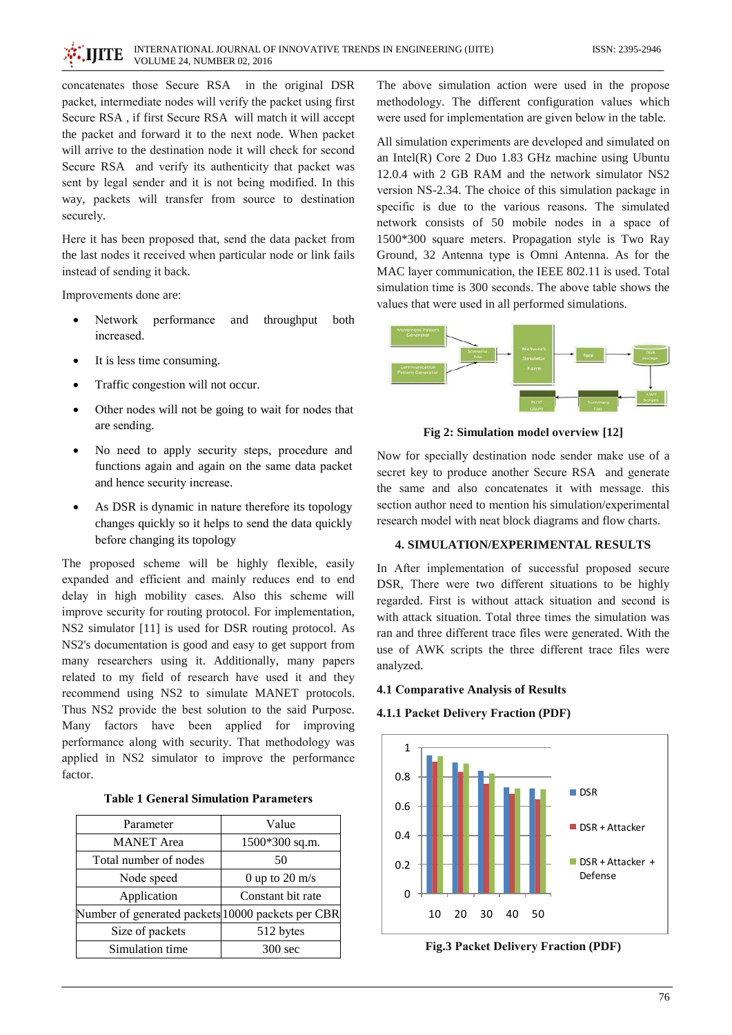concatenates those Secure RSA in the original DSR packet, intermediate nodes will verify the packet using first Secure RSA , if first Secure RSA will match it will accept the packet and forward it to the next node. When packet will arrive to the destination node it will check for second Secure RSA and verify its authenticity that packet was sent by legal sender and it is not being modified. In this way, packets will transfer from source to destination securely.

Here it has been proposed that, send the data packet from the last nodes it received when particular node or link fails instead of sending it back.

Improvements done are:

- Network performance and throughput both increased.
- It is less time consuming.
- Traffic congestion will not occur.
- Other nodes will not be going to wait for nodes that are sending.
- No need to apply security steps, procedure and functions again and again on the same data packet and hence security increase.
- As DSR is dynamic in nature therefore its topology changes quickly so it helps to send the data quickly before changing its topology

The proposed scheme will be highly flexible, easily expanded and efficient and mainly reduces end to end delay in high mobility cases. Also this scheme will improve security for routing protocol. For implementation, NS2 simulator [11] is used for DSR routing protocol. As NS2's documentation is good and easy to get support from many researchers using it. Additionally, many papers related to my field of research have used it and they recommend using NS2 to simulate MANET protocols. Thus NS2 provide the best solution to the said Purpose. Many factors have been applied for improving performance along with security. That methodology was applied in NS2 simulator to improve the performance factor.

**Table 1 General Simulation Parameters**

| Parameter | Value |
|---|---|
| MANET Area | 1500*300 sq.m. |
| Total number of nodes | 50 |
| Node speed | 0 up to 20 m/s |
| Application | Constant bit rate |
| Number of generated packets | 10000 packets per CBR |
| Size of packets | 512 bytes |
| Simulation time | 300 sec |

The above simulation action were used in the propose methodology. The different configuration values which were used for implementation are given below in the table.

All simulation experiments are developed and simulated on an Intel(R) Core 2 Duo 1.83 GHz machine using Ubuntu 12.0.4 with 2 GB RAM and the network simulator NS2 version NS-2.34. The choice of this simulation package in specific is due to the various reasons. The simulated network consists of 50 mobile nodes in a space of 1500*300 square meters. Propagation style is Two Ray Ground, 32 Antenna type is Omni Antenna. As for the MAC layer communication, the IEEE 802.11 is used. Total simulation time is 300 seconds. The above table shows the values that were used in all performed simulations.

**Fig 2: Simulation model overview [12]**

Now for specially destination node sender make use of a secret key to produce another Secure RSA and generate the same and also concatenates it with message. this section author need to mention his simulation/experimental research model with neat block diagrams and flow charts.

## 4. SIMULATION/EXPERIMENTAL RESULTS

In After implementation of successful proposed secure DSR, There were two different situations to be highly regarded. First is without attack situation and second is with attack situation. Total three times the simulation was ran and three different trace files were generated. With the use of AWK scripts the three different trace files were analyzed.

### 4.1 Comparative Analysis of Results

### 4.1.1 Packet Delivery Fraction (PDF)

**Fig.3 Packet Delivery Fraction (PDF)**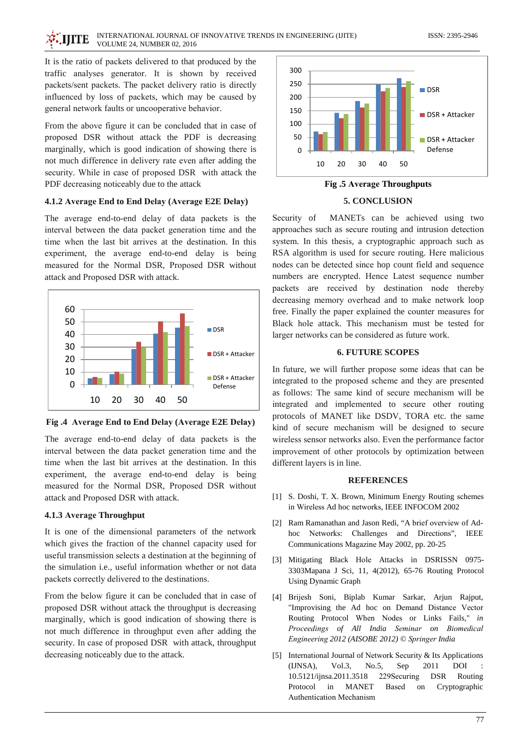It is the ratio of packets delivered to that produced by the traffic analyses generator. It is shown by received packets/sent packets. The packet delivery ratio is directly influenced by loss of packets, which may be caused by general network faults or uncooperative behavior.

From the above figure it can be concluded that in case of proposed DSR without attack the PDF is decreasing marginally, which is good indication of showing there is not much difference in delivery rate even after adding the security. While in case of proposed DSR with attack the PDF decreasing noticeably due to the attack

### 4.1.2 Average End to End Delay (Average E2E Delay)

The average end-to-end delay of data packets is the interval between the data packet generation time and the time when the last bit arrives at the destination. In this experiment, the average end-to-end delay is being measured for the Normal DSR, Proposed DSR without attack and Proposed DSR with attack.

**Fig .4 Average End to End Delay (Average E2E Delay)**

The average end-to-end delay of data packets is the interval between the data packet generation time and the time when the last bit arrives at the destination. In this experiment, the average end-to-end delay is being measured for the Normal DSR, Proposed DSR without attack and Proposed DSR with attack.

### 4.1.3 Average Throughput

It is one of the dimensional parameters of the network which gives the fraction of the channel capacity used for useful transmission selects a destination at the beginning of the simulation i.e., useful information whether or not data packets correctly delivered to the destinations.

From the below figure it can be concluded that in case of proposed DSR without attack the throughput is decreasing marginally, which is good indication of showing there is not much difference in throughput even after adding the security. In case of proposed DSR with attack, throughput decreasing noticeably due to the attack.

**Fig .5 Average Throughputs**

## 5. CONCLUSION

Security of MANETs can be achieved using two approaches such as secure routing and intrusion detection system. In this thesis, a cryptographic approach such as RSA algorithm is used for secure routing. Here malicious nodes can be detected since hop count field and sequence numbers are encrypted. Hence Latest sequence number packets are received by destination node thereby decreasing memory overhead and to make network loop free. Finally the paper explained the counter measures for Black hole attack. This mechanism must be tested for larger networks can be considered as future work.

## 6. FUTURE SCOPES

In future, we will further propose some ideas that can be integrated to the proposed scheme and they are presented as follows: The same kind of secure mechanism will be integrated and implemented to secure other routing protocols of MANET like DSDV, TORA etc. the same kind of secure mechanism will be designed to secure wireless sensor networks also. Even the performance factor improvement of other protocols by optimization between different layers is in line.

## REFERENCES

[1] S. Doshi, T. X. Brown, Minimum Energy Routing schemes in Wireless Ad hoc networks, IEEE INFOCOM 2002

[2] Ram Ramanathan and Jason Redi, "A brief overview of Ad-hoc Networks: Challenges and Directions", IEEE Communications Magazine May 2002, pp. 20-25

[3] Mitigating Black Hole Attacks in DSRISSN 0975-3303Mapana J Sci, 11, 4(2012), 65-76 Routing Protocol Using Dynamic Graph

[4] Brijesh Soni, Biplab Kumar Sarkar, Arjun Rajput, "Improvising the Ad hoc on Demand Distance Vector Routing Protocol When Nodes or Links Fails," *in Proceedings of All India Seminar on Biomedical Engineering 2012 (AISOBE 2012) © Springer India*

[5] International Journal of Network Security & Its Applications (IJNSA), Vol.3, No.5, Sep 2011 DOI : 10.5121/ijnsa.2011.3518 229Securing DSR Routing Protocol in MANET Based on Cryptographic Authentication Mechanism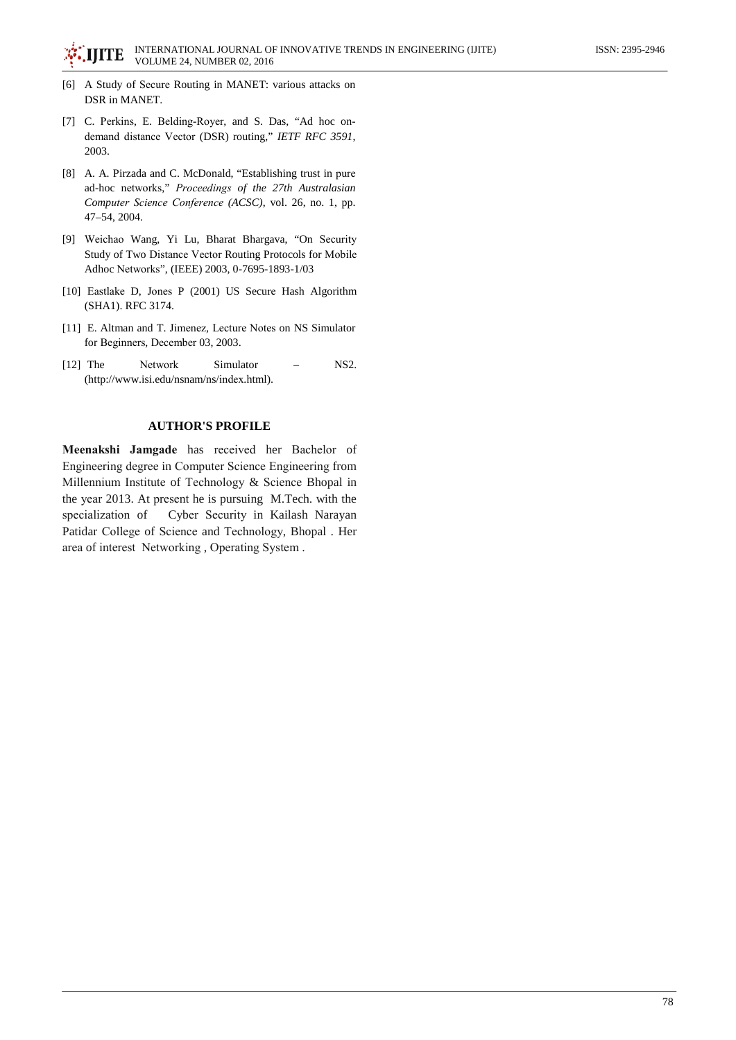[6] A Study of Secure Routing in MANET: various attacks on DSR in MANET.

[7] C. Perkins, E. Belding-Royer, and S. Das, "Ad hoc on-demand distance Vector (DSR) routing," *IETF RFC 3591*, 2003.

[8] A. A. Pirzada and C. McDonald, "Establishing trust in pure ad-hoc networks," *Proceedings of the 27th Australasian Computer Science Conference (ACSC)*, vol. 26, no. 1, pp. 47–54, 2004.

[9] Weichao Wang, Yi Lu, Bharat Bhargava, "On Security Study of Two Distance Vector Routing Protocols for Mobile Adhoc Networks", (IEEE) 2003, 0-7695-1893-1/03

[10] Eastlake D, Jones P (2001) US Secure Hash Algorithm (SHA1). RFC 3174.

[11] E. Altman and T. Jimenez, Lecture Notes on NS Simulator for Beginners, December 03, 2003.

[12] The Network Simulator – NS2. (http://www.isi.edu/nsnam/ns/index.html).

## AUTHOR'S PROFILE

**Meenakshi Jamgade** has received her Bachelor of Engineering degree in Computer Science Engineering from Millennium Institute of Technology & Science Bhopal in the year 2013. At present he is pursuing M.Tech. with the specialization of Cyber Security in Kailash Narayan Patidar College of Science and Technology, Bhopal . Her area of interest Networking , Operating System .